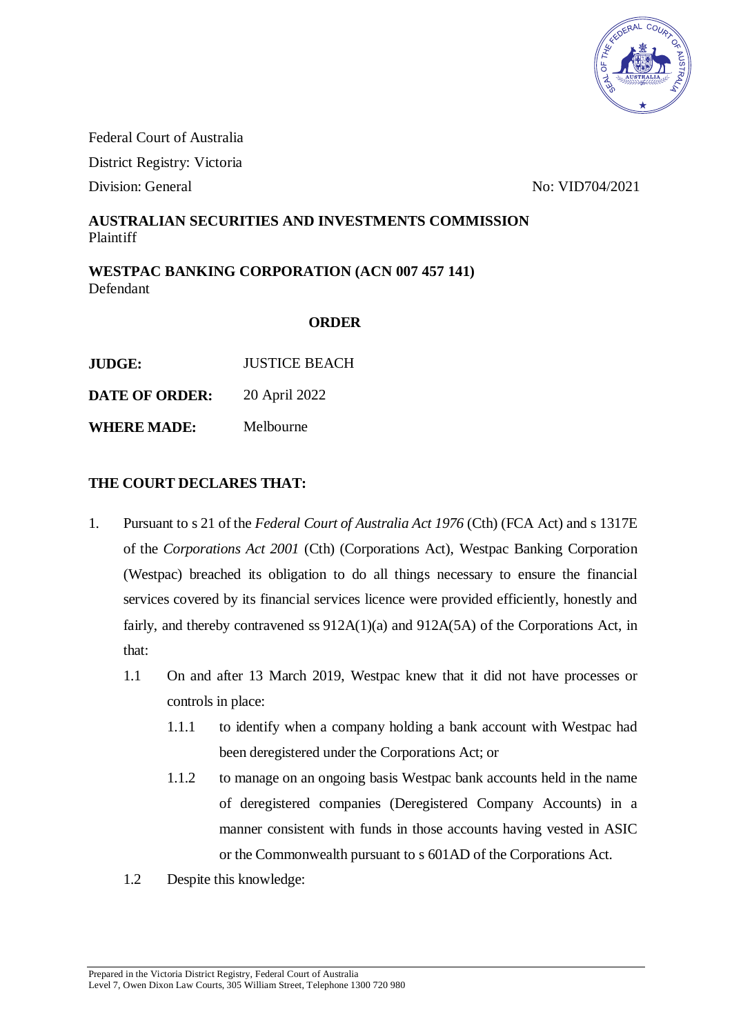Federal Court of Australia

District Registry: Victoria

Division: General

No: VID704/2021

**AUSTRALIAN SECURITIES AND INVESTMENTS COMMISSION**
Plaintiff

**WESTPAC BANKING CORPORATION (ACN 007 457 141)**
Defendant

**ORDER**

| | |
|---|---|
| **JUDGE:** | JUSTICE BEACH |
| **DATE OF ORDER:** | 20 April 2022 |
| **WHERE MADE:** | Melbourne |

**THE COURT DECLARES THAT:**

1. Pursuant to s 21 of the *Federal Court of Australia Act 1976* (Cth) (FCA Act) and s 1317E of the *Corporations Act 2001* (Cth) (Corporations Act), Westpac Banking Corporation (Westpac) breached its obligation to do all things necessary to ensure the financial services covered by its financial services licence were provided efficiently, honestly and fairly, and thereby contravened ss 912A(1)(a) and 912A(5A) of the Corporations Act, in that:

   1.1 On and after 13 March 2019, Westpac knew that it did not have processes or controls in place:

      1.1.1 to identify when a company holding a bank account with Westpac had been deregistered under the Corporations Act; or

      1.1.2 to manage on an ongoing basis Westpac bank accounts held in the name of deregistered companies (Deregistered Company Accounts) in a manner consistent with funds in those accounts having vested in ASIC or the Commonwealth pursuant to s 601AD of the Corporations Act.

   1.2 Despite this knowledge:

Prepared in the Victoria District Registry, Federal Court of Australia
Level 7, Owen Dixon Law Courts, 305 William Street, Telephone 1300 720 980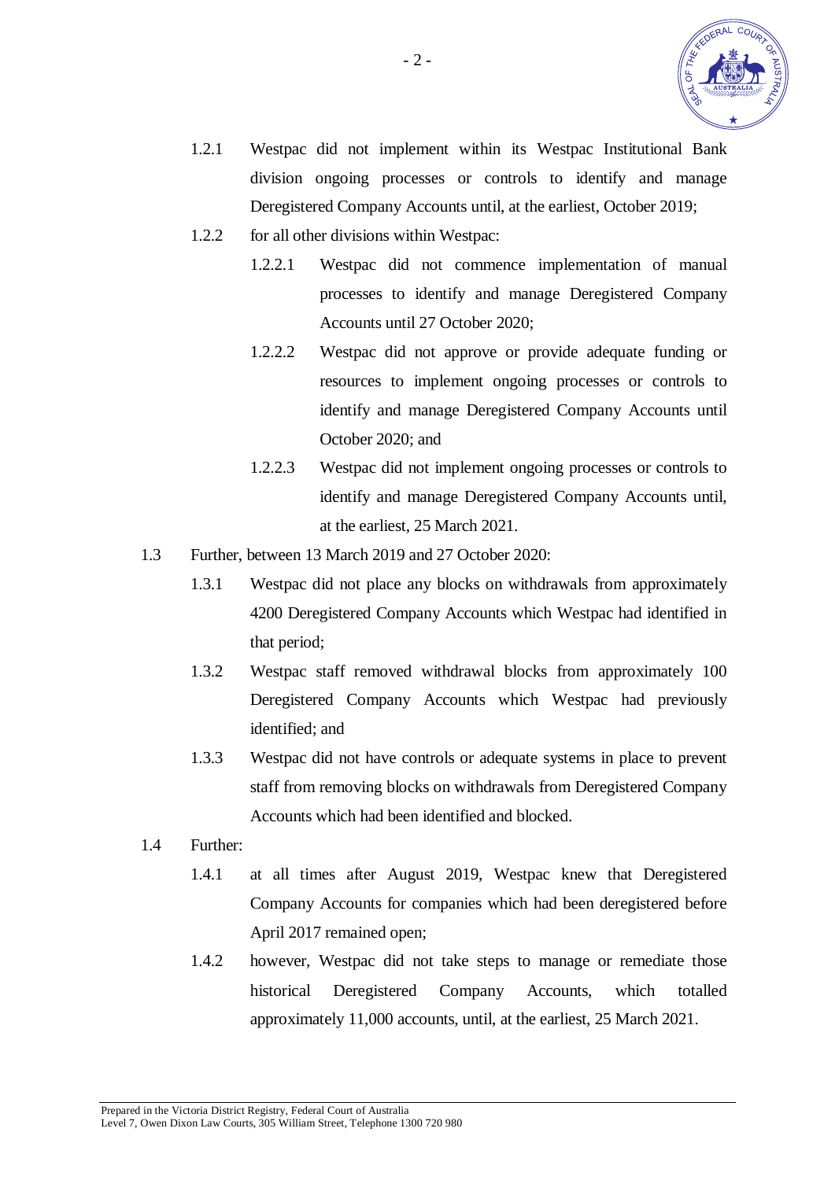1.2.1 Westpac did not implement within its Westpac Institutional Bank division ongoing processes or controls to identify and manage Deregistered Company Accounts until, at the earliest, October 2019;

1.2.2 for all other divisions within Westpac:

1.2.2.1 Westpac did not commence implementation of manual processes to identify and manage Deregistered Company Accounts until 27 October 2020;

1.2.2.2 Westpac did not approve or provide adequate funding or resources to implement ongoing processes or controls to identify and manage Deregistered Company Accounts until October 2020; and

1.2.2.3 Westpac did not implement ongoing processes or controls to identify and manage Deregistered Company Accounts until, at the earliest, 25 March 2021.

1.3 Further, between 13 March 2019 and 27 October 2020:

1.3.1 Westpac did not place any blocks on withdrawals from approximately 4200 Deregistered Company Accounts which Westpac had identified in that period;

1.3.2 Westpac staff removed withdrawal blocks from approximately 100 Deregistered Company Accounts which Westpac had previously identified; and

1.3.3 Westpac did not have controls or adequate systems in place to prevent staff from removing blocks on withdrawals from Deregistered Company Accounts which had been identified and blocked.

1.4 Further:

1.4.1 at all times after August 2019, Westpac knew that Deregistered Company Accounts for companies which had been deregistered before April 2017 remained open;

1.4.2 however, Westpac did not take steps to manage or remediate those historical Deregistered Company Accounts, which totalled approximately 11,000 accounts, until, at the earliest, 25 March 2021.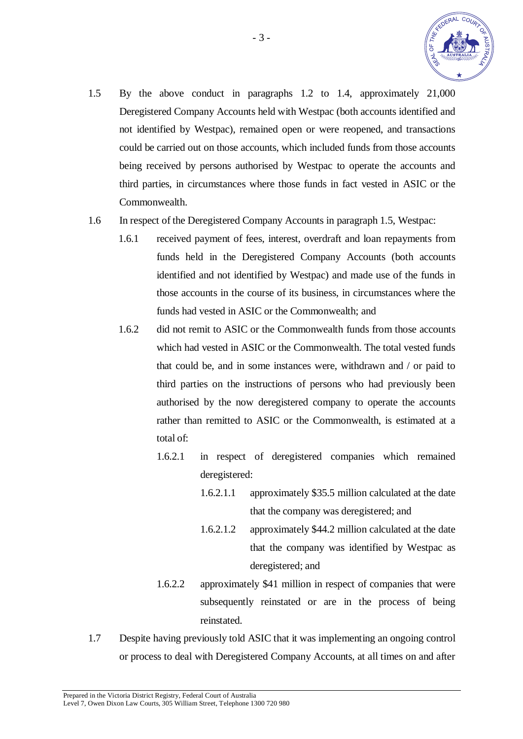1.5 By the above conduct in paragraphs 1.2 to 1.4, approximately 21,000 Deregistered Company Accounts held with Westpac (both accounts identified and not identified by Westpac), remained open or were reopened, and transactions could be carried out on those accounts, which included funds from those accounts being received by persons authorised by Westpac to operate the accounts and third parties, in circumstances where those funds in fact vested in ASIC or the Commonwealth.

1.6 In respect of the Deregistered Company Accounts in paragraph 1.5, Westpac:

- 1.6.1 received payment of fees, interest, overdraft and loan repayments from funds held in the Deregistered Company Accounts (both accounts identified and not identified by Westpac) and made use of the funds in those accounts in the course of its business, in circumstances where the funds had vested in ASIC or the Commonwealth; and

- 1.6.2 did not remit to ASIC or the Commonwealth funds from those accounts which had vested in ASIC or the Commonwealth. The total vested funds that could be, and in some instances were, withdrawn and / or paid to third parties on the instructions of persons who had previously been authorised by the now deregistered company to operate the accounts rather than remitted to ASIC or the Commonwealth, is estimated at a total of:

  - 1.6.2.1 in respect of deregistered companies which remained deregistered:

    - 1.6.2.1.1 approximately $35.5 million calculated at the date that the company was deregistered; and

    - 1.6.2.1.2 approximately $44.2 million calculated at the date that the company was identified by Westpac as deregistered; and

  - 1.6.2.2 approximately $41 million in respect of companies that were subsequently reinstated or are in the process of being reinstated.

1.7 Despite having previously told ASIC that it was implementing an ongoing control or process to deal with Deregistered Company Accounts, at all times on and after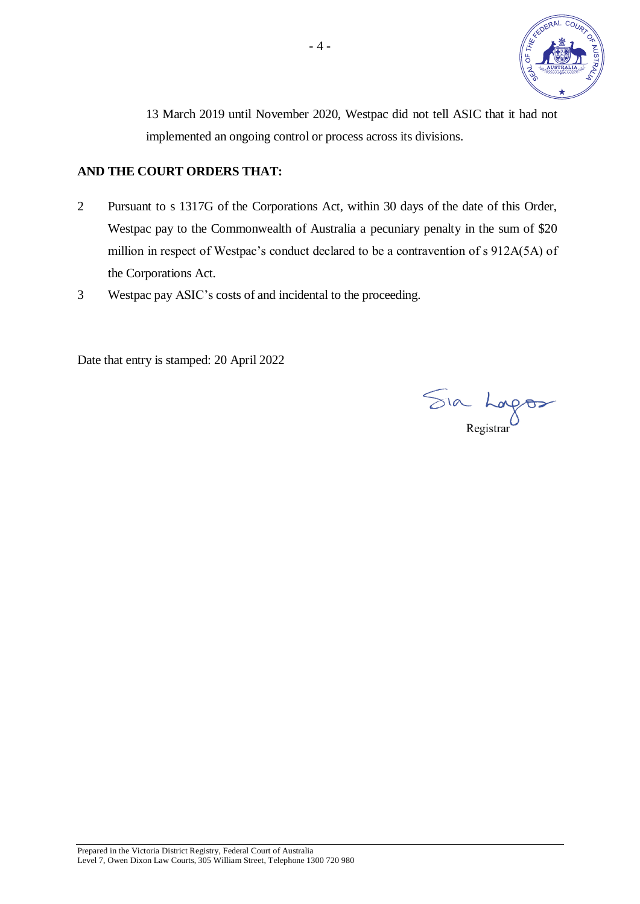13 March 2019 until November 2020, Westpac did not tell ASIC that it had not implemented an ongoing control or process across its divisions.

**AND THE COURT ORDERS THAT:**

2 Pursuant to s 1317G of the Corporations Act, within 30 days of the date of this Order, Westpac pay to the Commonwealth of Australia a pecuniary penalty in the sum of $20 million in respect of Westpac's conduct declared to be a contravention of s 912A(5A) of the Corporations Act.

3 Westpac pay ASIC's costs of and incidental to the proceeding.

Date that entry is stamped: 20 April 2022

Registrar

Prepared in the Victoria District Registry, Federal Court of Australia
Level 7, Owen Dixon Law Courts, 305 William Street, Telephone 1300 720 980